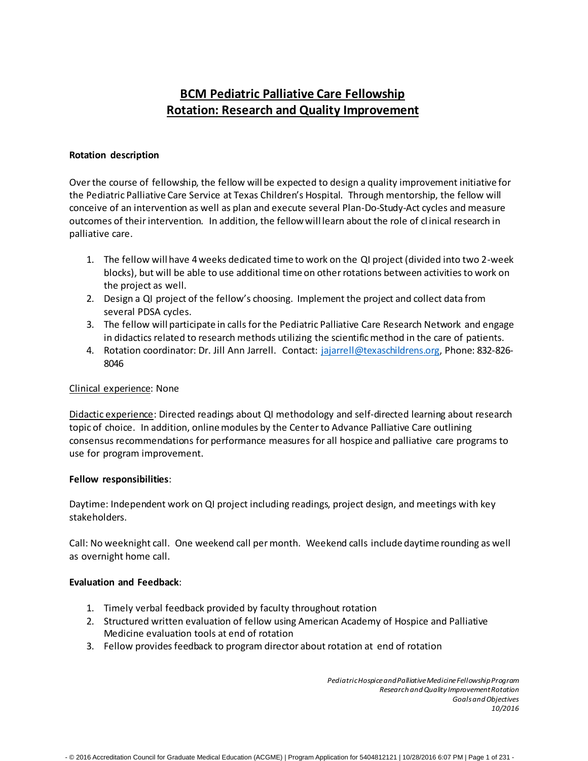# BCM Pediatric Palliative Care Fellowship
# Rotation: Research and Quality Improvement

**Rotation description**

Over the course of fellowship, the fellow will be expected to design a quality improvement initiative for the Pediatric Palliative Care Service at Texas Children's Hospital. Through mentorship, the fellow will conceive of an intervention as well as plan and execute several Plan-Do-Study-Act cycles and measure outcomes of their intervention. In addition, the fellow will learn about the role of clinical research in palliative care.

1. The fellow will have 4 weeks dedicated time to work on the QI project (divided into two 2-week blocks), but will be able to use additional time on other rotations between activities to work on the project as well.
2. Design a QI project of the fellow's choosing. Implement the project and collect data from several PDSA cycles.
3. The fellow will participate in calls for the Pediatric Palliative Care Research Network and engage in didactics related to research methods utilizing the scientific method in the care of patients.
4. Rotation coordinator: Dr. Jill Ann Jarrell. Contact: jajarrell@texaschildrens.org, Phone: 832-826-8046

Clinical experience: None

Didactic experience: Directed readings about QI methodology and self-directed learning about research topic of choice. In addition, online modules by the Center to Advance Palliative Care outlining consensus recommendations for performance measures for all hospice and palliative care programs to use for program improvement.

**Fellow responsibilities**:

Daytime: Independent work on QI project including readings, project design, and meetings with key stakeholders.

Call: No weeknight call. One weekend call per month. Weekend calls include daytime rounding as well as overnight home call.

**Evaluation and Feedback**:

1. Timely verbal feedback provided by faculty throughout rotation
2. Structured written evaluation of fellow using American Academy of Hospice and Palliative Medicine evaluation tools at end of rotation
3. Fellow provides feedback to program director about rotation at end of rotation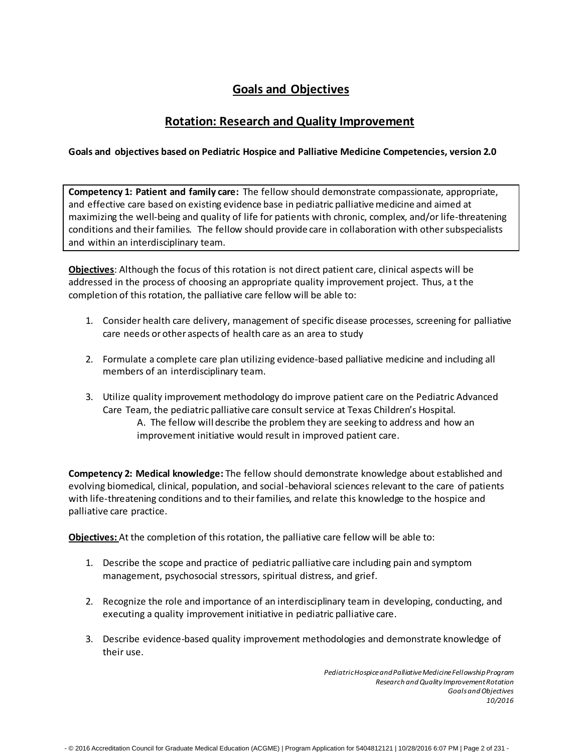# Goals and Objectives

## Rotation: Research and Quality Improvement

**Goals and objectives based on Pediatric Hospice and Palliative Medicine Competencies, version 2.0**

**Competency 1: Patient and family care:** The fellow should demonstrate compassionate, appropriate, and effective care based on existing evidence base in pediatric palliative medicine and aimed at maximizing the well-being and quality of life for patients with chronic, complex, and/or life-threatening conditions and their families. The fellow should provide care in collaboration with other subspecialists and within an interdisciplinary team.

**Objectives**: Although the focus of this rotation is not direct patient care, clinical aspects will be addressed in the process of choosing an appropriate quality improvement project. Thus, a t the completion of this rotation, the palliative care fellow will be able to:

1. Consider health care delivery, management of specific disease processes, screening for palliative care needs or other aspects of health care as an area to study
2. Formulate a complete care plan utilizing evidence-based palliative medicine and including all members of an interdisciplinary team.
3. Utilize quality improvement methodology do improve patient care on the Pediatric Advanced Care Team, the pediatric palliative care consult service at Texas Children's Hospital.
   A. The fellow will describe the problem they are seeking to address and how an improvement initiative would result in improved patient care.

**Competency 2: Medical knowledge:** The fellow should demonstrate knowledge about established and evolving biomedical, clinical, population, and social-behavioral sciences relevant to the care of patients with life-threatening conditions and to their families, and relate this knowledge to the hospice and palliative care practice.

**Objectives:** At the completion of this rotation, the palliative care fellow will be able to:

1. Describe the scope and practice of pediatric palliative care including pain and symptom management, psychosocial stressors, spiritual distress, and grief.
2. Recognize the role and importance of an interdisciplinary team in developing, conducting, and executing a quality improvement initiative in pediatric palliative care.
3. Describe evidence-based quality improvement methodologies and demonstrate knowledge of their use.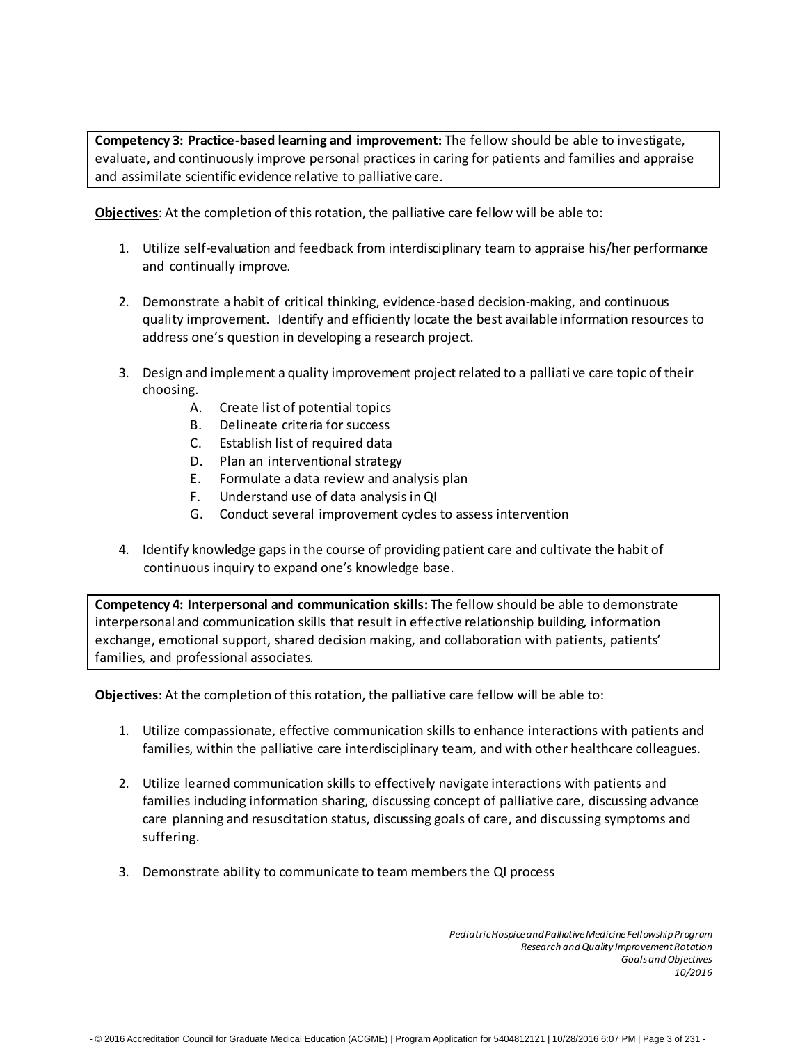**Competency 3: Practice-based learning and improvement:** The fellow should be able to investigate, evaluate, and continuously improve personal practices in caring for patients and families and appraise and assimilate scientific evidence relative to palliative care.

**Objectives**: At the completion of this rotation, the palliative care fellow will be able to:

1. Utilize self-evaluation and feedback from interdisciplinary team to appraise his/her performance and continually improve.

2. Demonstrate a habit of critical thinking, evidence-based decision-making, and continuous quality improvement. Identify and efficiently locate the best available information resources to address one's question in developing a research project.

3. Design and implement a quality improvement project related to a palliati ve care topic of their choosing.
    - A. Create list of potential topics
    - B. Delineate criteria for success
    - C. Establish list of required data
    - D. Plan an interventional strategy
    - E. Formulate a data review and analysis plan
    - F. Understand use of data analysis in QI
    - G. Conduct several improvement cycles to assess intervention

4. Identify knowledge gaps in the course of providing patient care and cultivate the habit of continuous inquiry to expand one's knowledge base.

**Competency 4: Interpersonal and communication skills:** The fellow should be able to demonstrate interpersonal and communication skills that result in effective relationship building, information exchange, emotional support, shared decision making, and collaboration with patients, patients' families, and professional associates.

**Objectives**: At the completion of this rotation, the palliative care fellow will be able to:

1. Utilize compassionate, effective communication skills to enhance interactions with patients and families, within the palliative care interdisciplinary team, and with other healthcare colleagues.

2. Utilize learned communication skills to effectively navigate interactions with patients and families including information sharing, discussing concept of palliative care, discussing advance care planning and resuscitation status, discussing goals of care, and discussing symptoms and suffering.

3. Demonstrate ability to communicate to team members the QI process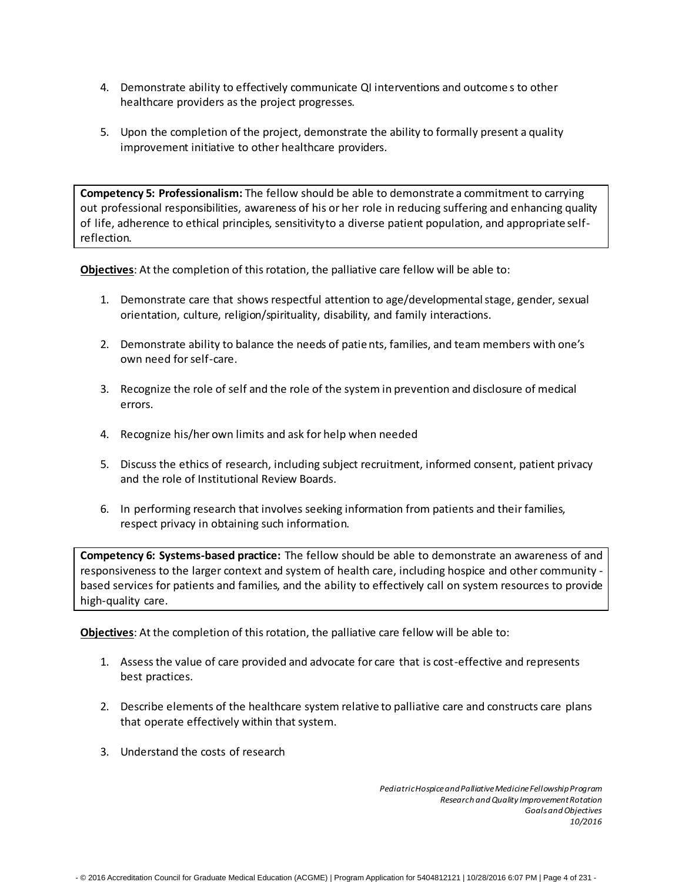4. Demonstrate ability to effectively communicate QI interventions and outcomes to other healthcare providers as the project progresses.

5. Upon the completion of the project, demonstrate the ability to formally present a quality improvement initiative to other healthcare providers.

**Competency 5: Professionalism:** The fellow should be able to demonstrate a commitment to carrying out professional responsibilities, awareness of his or her role in reducing suffering and enhancing quality of life, adherence to ethical principles, sensitivity to a diverse patient population, and appropriate self-reflection.

**Objectives**: At the completion of this rotation, the palliative care fellow will be able to:

1. Demonstrate care that shows respectful attention to age/developmental stage, gender, sexual orientation, culture, religion/spirituality, disability, and family interactions.

2. Demonstrate ability to balance the needs of patients, families, and team members with one's own need for self-care.

3. Recognize the role of self and the role of the system in prevention and disclosure of medical errors.

4. Recognize his/her own limits and ask for help when needed

5. Discuss the ethics of research, including subject recruitment, informed consent, patient privacy and the role of Institutional Review Boards.

6. In performing research that involves seeking information from patients and their families, respect privacy in obtaining such information.

**Competency 6: Systems-based practice:** The fellow should be able to demonstrate an awareness of and responsiveness to the larger context and system of health care, including hospice and other community-based services for patients and families, and the ability to effectively call on system resources to provide high-quality care.

**Objectives**: At the completion of this rotation, the palliative care fellow will be able to:

1. Assess the value of care provided and advocate for care that is cost-effective and represents best practices.

2. Describe elements of the healthcare system relative to palliative care and constructs care plans that operate effectively within that system.

3. Understand the costs of research

*Pediatric Hospice and Palliative Medicine Fellowship Program*
*Research and Quality Improvement Rotation*
*Goals and Objectives*
*10/2016*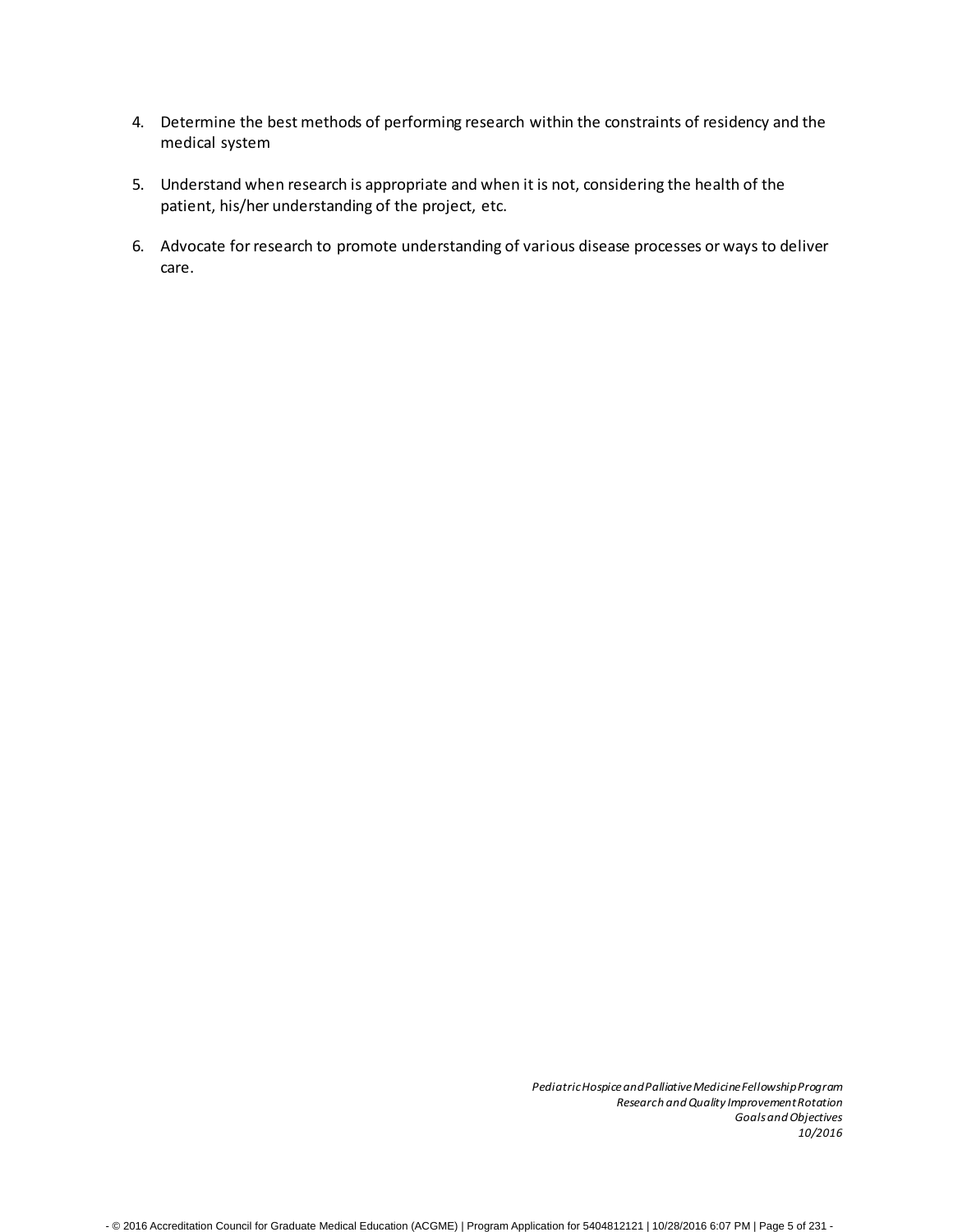4. Determine the best methods of performing research within the constraints of residency and the medical system

5. Understand when research is appropriate and when it is not, considering the health of the patient, his/her understanding of the project, etc.

6. Advocate for research to promote understanding of various disease processes or ways to deliver care.

*Pediatric Hospice and Palliative Medicine Fellowship Program*
*Research and Quality Improvement Rotation*
*Goals and Objectives*
*10/2016*